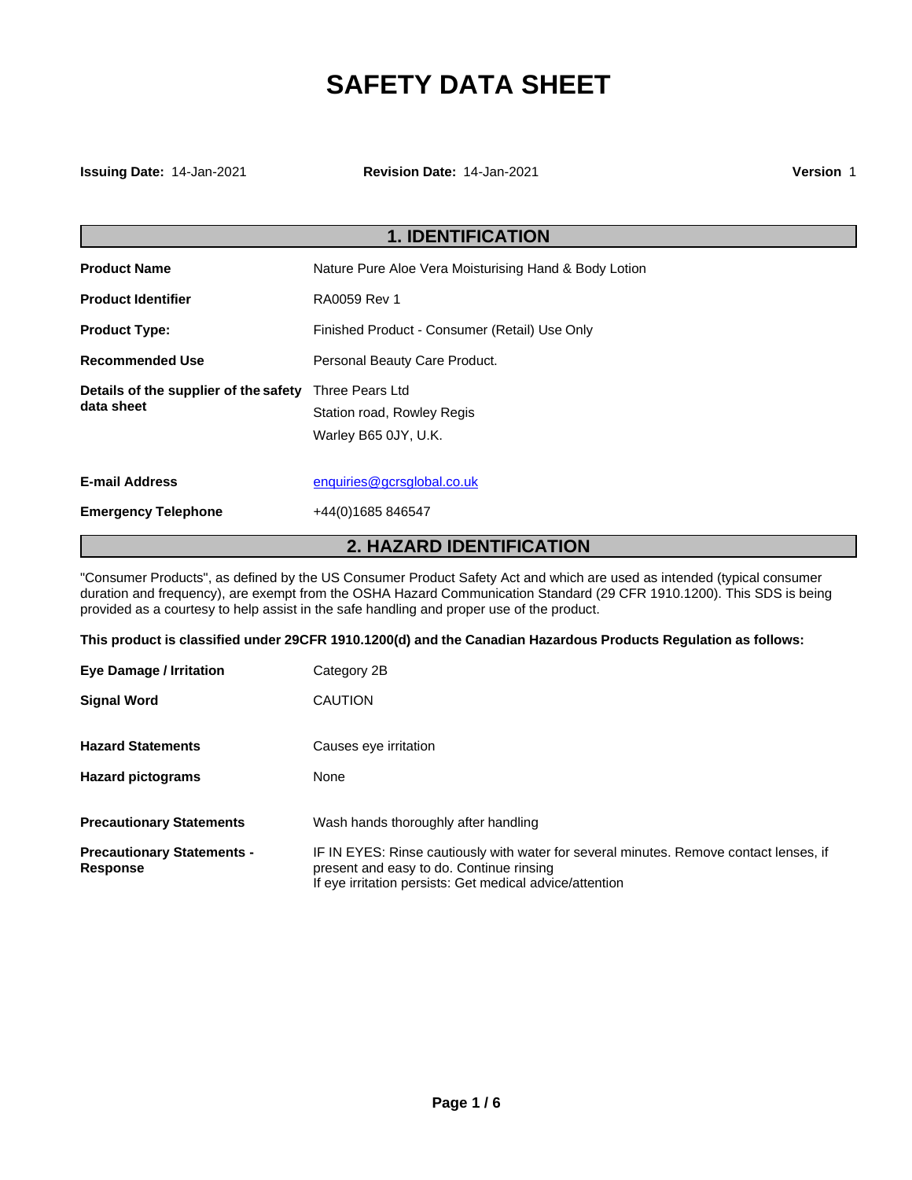# SAFETY DATA SHEET

**Issuing Date:** 14-Jan-2021 **Revision Date:** 14-Jan-2021 **Version** 1

## 1. IDENTIFICATION

| | |
|---|---|
| **Product Name** | Nature Pure Aloe Vera Moisturising Hand & Body Lotion |
| **Product Identifier** | RA0059 Rev 1 |
| **Product Type:** | Finished Product - Consumer (Retail) Use Only |
| **Recommended Use** | Personal Beauty Care Product. |
| **Details of the supplier of the safety data sheet** | Three Pears Ltd<br>Station road, Rowley Regis<br>Warley B65 0JY, U.K. |
| **E-mail Address** | enquiries@gcrsglobal.co.uk |
| **Emergency Telephone** | +44(0)1685 846547 |

## 2. HAZARD IDENTIFICATION

"Consumer Products", as defined by the US Consumer Product Safety Act and which are used as intended (typical consumer duration and frequency), are exempt from the OSHA Hazard Communication Standard (29 CFR 1910.1200). This SDS is being provided as a courtesy to help assist in the safe handling and proper use of the product.

**This product is classified under 29CFR 1910.1200(d) and the Canadian Hazardous Products Regulation as follows:**

| | |
|---|---|
| **Eye Damage / Irritation** | Category 2B |
| **Signal Word** | CAUTION |
| **Hazard Statements** | Causes eye irritation |
| **Hazard pictograms** | None |
| **Precautionary Statements** | Wash hands thoroughly after handling |
| **Precautionary Statements - Response** | IF IN EYES: Rinse cautiously with water for several minutes. Remove contact lenses, if present and easy to do. Continue rinsing<br>If eye irritation persists: Get medical advice/attention |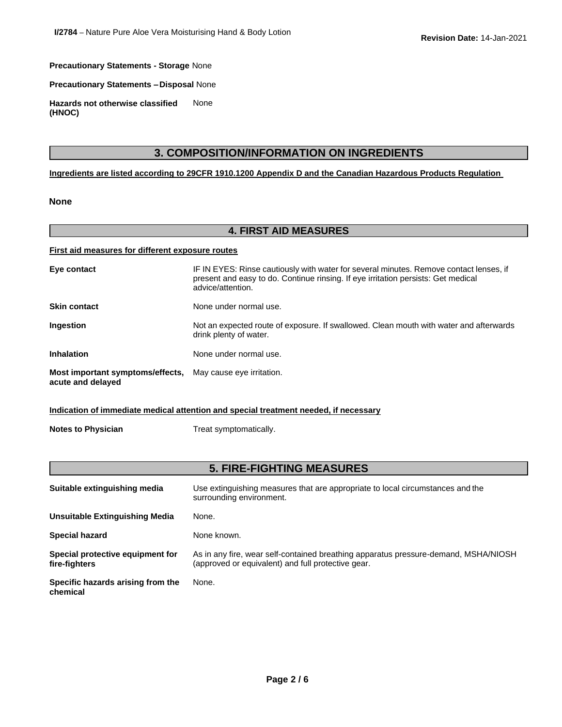**Precautionary Statements - Storage** None

**Precautionary Statements – Disposal** None

**Hazards not otherwise classified (HNOC)** None

## 3. COMPOSITION/INFORMATION ON INGREDIENTS

**Ingredients are listed according to 29CFR 1910.1200 Appendix D and the Canadian Hazardous Products Regulation**

**None**

## 4. FIRST AID MEASURES

**First aid measures for different exposure routes**

| | |
|---|---|
| **Eye contact** | IF IN EYES: Rinse cautiously with water for several minutes. Remove contact lenses, if present and easy to do. Continue rinsing. If eye irritation persists: Get medical advice/attention. |
| **Skin contact** | None under normal use. |
| **Ingestion** | Not an expected route of exposure. If swallowed. Clean mouth with water and afterwards drink plenty of water. |
| **Inhalation** | None under normal use. |
| **Most important symptoms/effects, acute and delayed** | May cause eye irritation. |

**Indication of immediate medical attention and special treatment needed, if necessary**

**Notes to Physician** Treat symptomatically.

## 5. FIRE-FIGHTING MEASURES

| | |
|---|---|
| **Suitable extinguishing media** | Use extinguishing measures that are appropriate to local circumstances and the surrounding environment. |
| **Unsuitable Extinguishing Media** | None. |
| **Special hazard** | None known. |
| **Special protective equipment for fire-fighters** | As in any fire, wear self-contained breathing apparatus pressure-demand, MSHA/NIOSH (approved or equivalent) and full protective gear. |
| **Specific hazards arising from the chemical** | None. |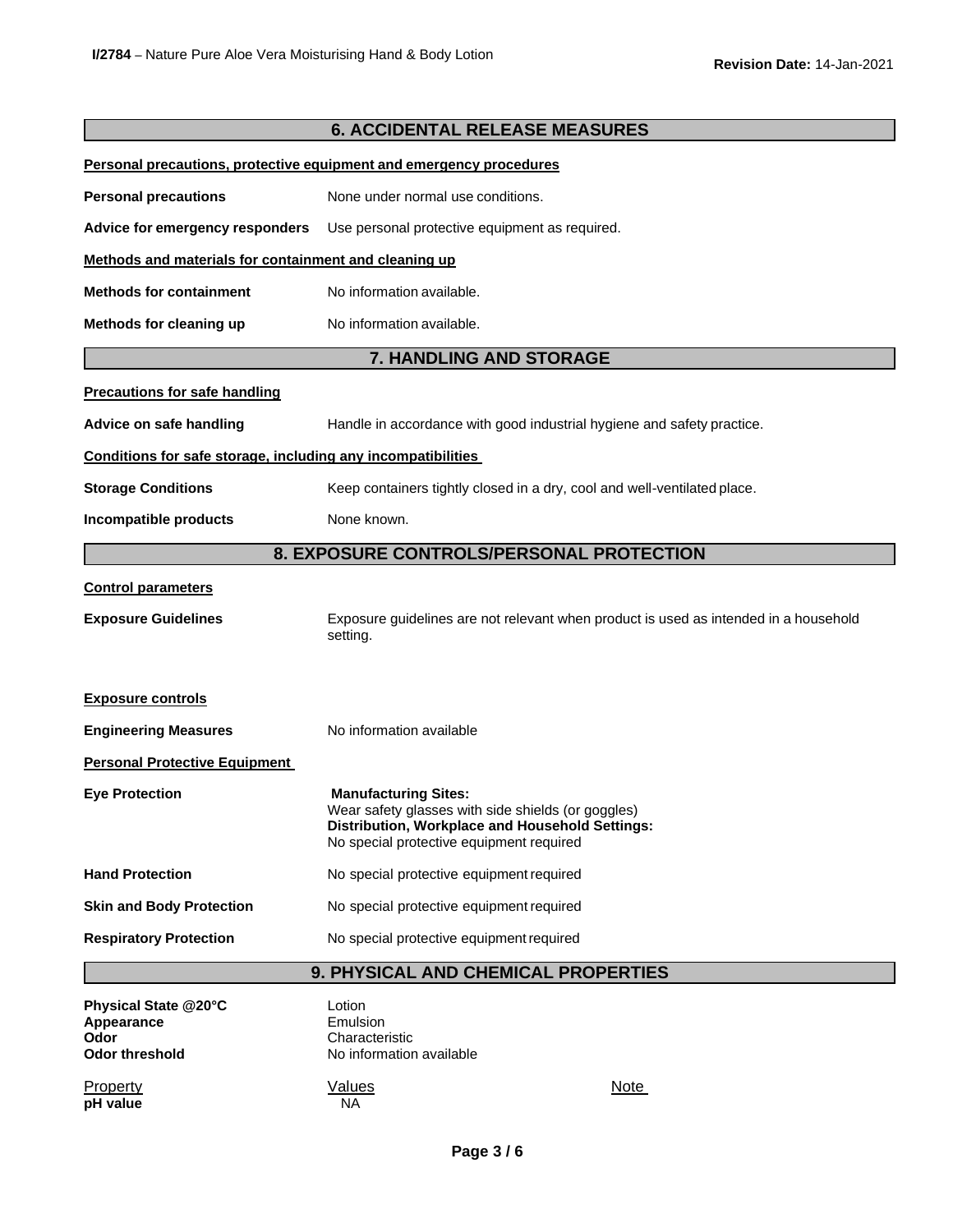## 6. ACCIDENTAL RELEASE MEASURES

**Personal precautions, protective equipment and emergency procedures**

**Personal precautions** None under normal use conditions.

**Advice for emergency responders** Use personal protective equipment as required.

**Methods and materials for containment and cleaning up**

**Methods for containment** No information available.

**Methods for cleaning up** No information available.

## 7. HANDLING AND STORAGE

**Precautions for safe handling**

**Advice on safe handling** Handle in accordance with good industrial hygiene and safety practice.

**Conditions for safe storage, including any incompatibilities**

**Storage Conditions** Keep containers tightly closed in a dry, cool and well-ventilated place.

**Incompatible products** None known.

## 8. EXPOSURE CONTROLS/PERSONAL PROTECTION

**Control parameters**

**Exposure Guidelines** Exposure guidelines are not relevant when product is used as intended in a household setting.

**Exposure controls**

**Engineering Measures** No information available

**Personal Protective Equipment**

**Eye Protection**
**Manufacturing Sites:**
Wear safety glasses with side shields (or goggles)
**Distribution, Workplace and Household Settings:**
No special protective equipment required

**Hand Protection** No special protective equipment required

**Skin and Body Protection** No special protective equipment required

**Respiratory Protection** No special protective equipment required

## 9. PHYSICAL AND CHEMICAL PROPERTIES

**Physical State @20°C** Lotion
**Appearance** Emulsion
**Odor** Characteristic
**Odor threshold** No information available

| Property | Values | Note |
|---|---|---|
| **pH value** | NA | |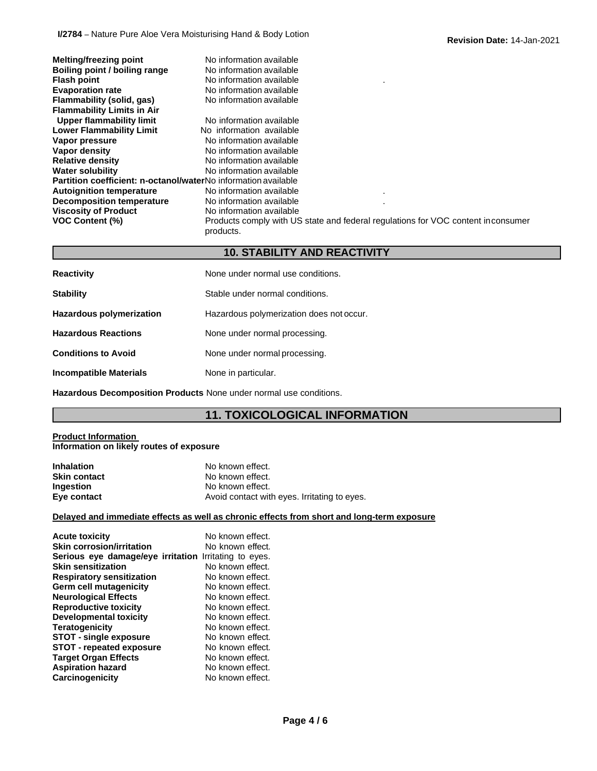| | |
|---|---|
| **Melting/freezing point** | No information available |
| **Boiling point / boiling range** | No information available |
| **Flash point** | No information available . |
| **Evaporation rate** | No information available |
| **Flammability (solid, gas)** | No information available |
| **Flammability Limits in Air** | |
| **Upper flammability limit** | No information available |
| **Lower Flammability Limit** | No information available |
| **Vapor pressure** | No information available |
| **Vapor density** | No information available |
| **Relative density** | No information available |
| **Water solubility** | No information available |
| **Partition coefficient: n-octanol/water** | No information available |
| **Autoignition temperature** | No information available . |
| **Decomposition temperature** | No information available . |
| **Viscosity of Product** | No information available |
| **VOC Content (%)** | Products comply with US state and federal regulations for VOC content inconsumer products. |

## 10. STABILITY AND REACTIVITY

| | |
|---|---|
| **Reactivity** | None under normal use conditions. |
| **Stability** | Stable under normal conditions. |
| **Hazardous polymerization** | Hazardous polymerization does not occur. |
| **Hazardous Reactions** | None under normal processing. |
| **Conditions to Avoid** | None under normal processing. |
| **Incompatible Materials** | None in particular. |

**Hazardous Decomposition Products** None under normal use conditions.

## 11. TOXICOLOGICAL INFORMATION

**Product Information**

**Information on likely routes of exposure**

| | |
|---|---|
| **Inhalation** | No known effect. |
| **Skin contact** | No known effect. |
| **Ingestion** | No known effect. |
| **Eye contact** | Avoid contact with eyes. Irritating to eyes. |

**Delayed and immediate effects as well as chronic effects from short and long-term exposure**

| | |
|---|---|
| **Acute toxicity** | No known effect. |
| **Skin corrosion/irritation** | No known effect. |
| **Serious eye damage/eye irritation** | Irritating to eyes. |
| **Skin sensitization** | No known effect. |
| **Respiratory sensitization** | No known effect. |
| **Germ cell mutagenicity** | No known effect. |
| **Neurological Effects** | No known effect. |
| **Reproductive toxicity** | No known effect. |
| **Developmental toxicity** | No known effect. |
| **Teratogenicity** | No known effect. |
| **STOT - single exposure** | No known effect. |
| **STOT - repeated exposure** | No known effect. |
| **Target Organ Effects** | No known effect. |
| **Aspiration hazard** | No known effect. |
| **Carcinogenicity** | No known effect. |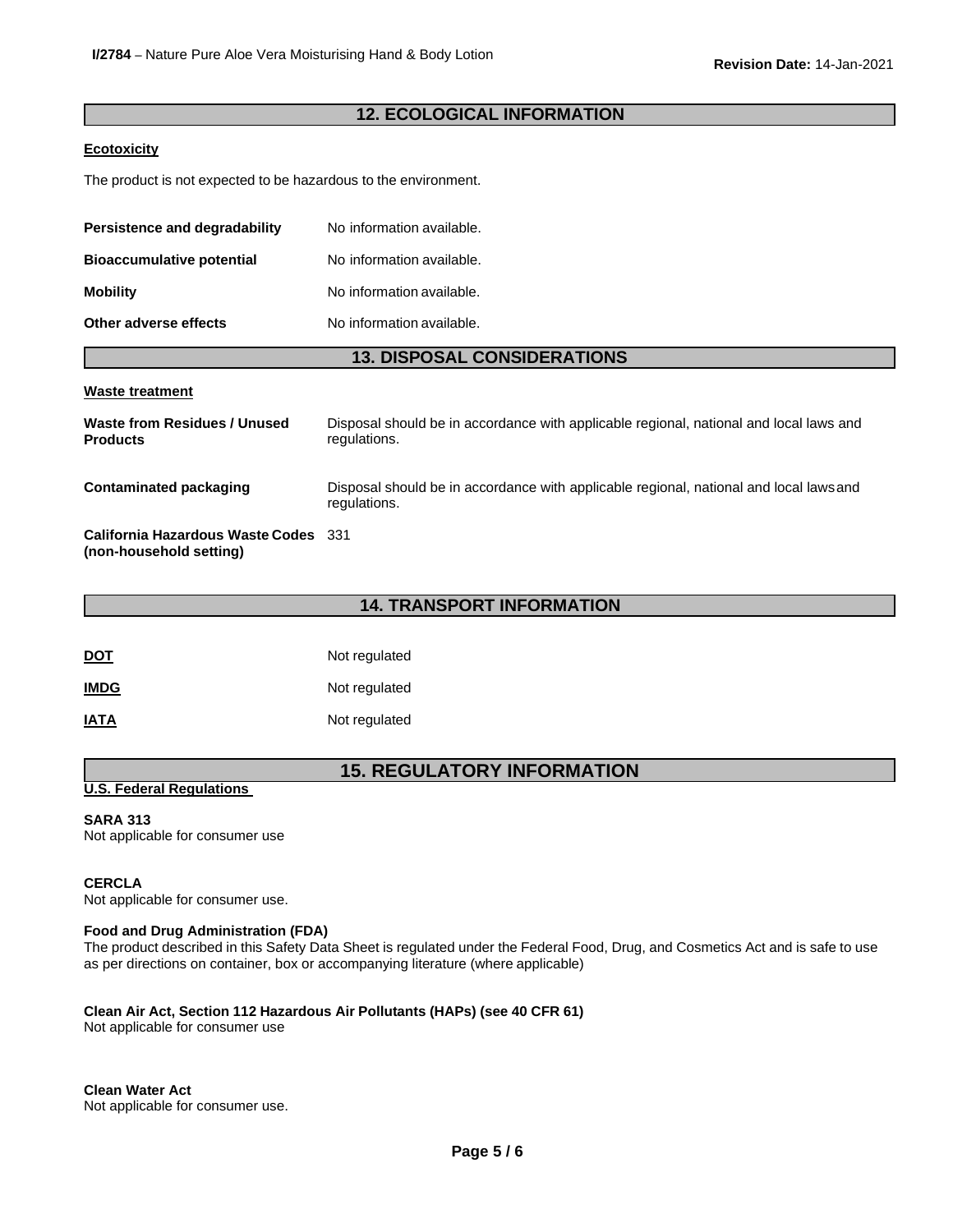## 12. ECOLOGICAL INFORMATION

**Ecotoxicity**

The product is not expected to be hazardous to the environment.

| | |
|---|---|
| **Persistence and degradability** | No information available. |
| **Bioaccumulative potential** | No information available. |
| **Mobility** | No information available. |
| **Other adverse effects** | No information available. |

## 13. DISPOSAL CONSIDERATIONS

**Waste treatment**

| | |
|---|---|
| **Waste from Residues / Unused Products** | Disposal should be in accordance with applicable regional, national and local laws and regulations. |
| **Contaminated packaging** | Disposal should be in accordance with applicable regional, national and local laws and regulations. |
| **California Hazardous Waste Codes (non-household setting)** | 331 |

## 14. TRANSPORT INFORMATION

| | |
|---|---|
| **DOT** | Not regulated |
| **IMDG** | Not regulated |
| **IATA** | Not regulated |

## 15. REGULATORY INFORMATION

**U.S. Federal Regulations**

**SARA 313**
Not applicable for consumer use

**CERCLA**
Not applicable for consumer use.

**Food and Drug Administration (FDA)**
The product described in this Safety Data Sheet is regulated under the Federal Food, Drug, and Cosmetics Act and is safe to use as per directions on container, box or accompanying literature (where applicable)

**Clean Air Act, Section 112 Hazardous Air Pollutants (HAPs) (see 40 CFR 61)**
Not applicable for consumer use

**Clean Water Act**
Not applicable for consumer use.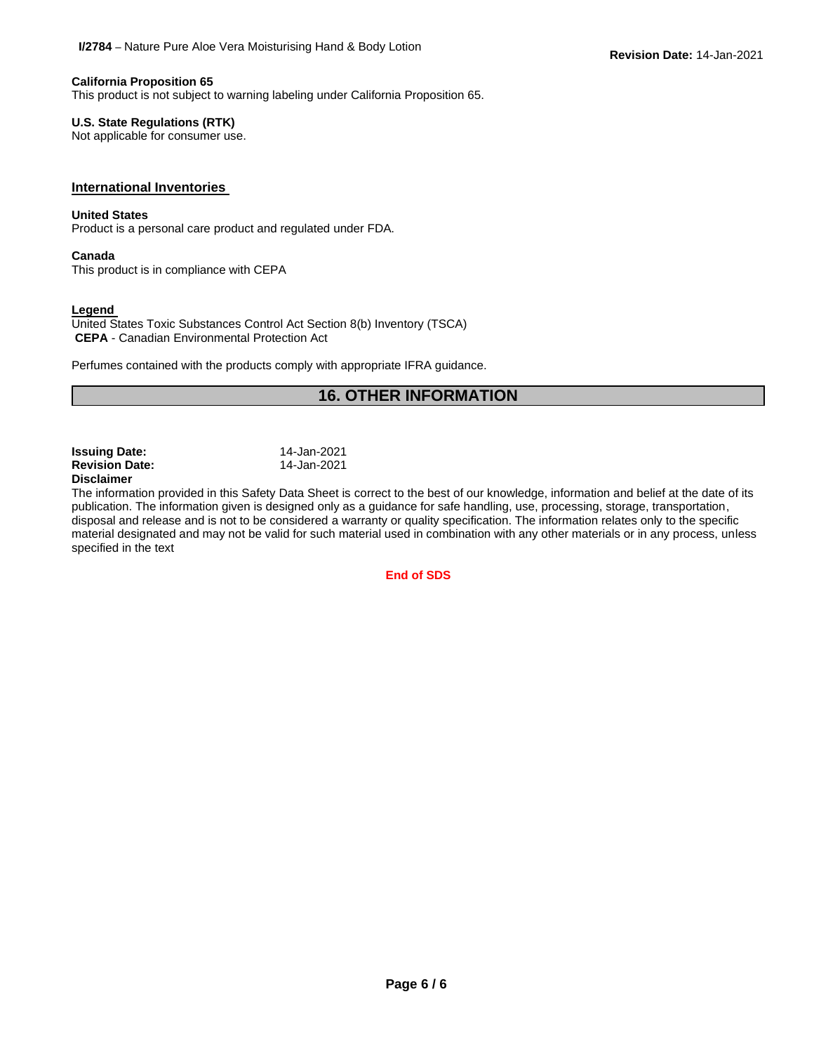**California Proposition 65**
This product is not subject to warning labeling under California Proposition 65.

**U.S. State Regulations (RTK)**
Not applicable for consumer use.

### International Inventories

**United States**
Product is a personal care product and regulated under FDA.

**Canada**
This product is in compliance with CEPA

**Legend**
United States Toxic Substances Control Act Section 8(b) Inventory (TSCA)
**CEPA** - Canadian Environmental Protection Act

Perfumes contained with the products comply with appropriate IFRA guidance.

## 16. OTHER INFORMATION

**Issuing Date:** 14-Jan-2021
**Revision Date:** 14-Jan-2021
**Disclaimer**
The information provided in this Safety Data Sheet is correct to the best of our knowledge, information and belief at the date of its publication. The information given is designed only as a guidance for safe handling, use, processing, storage, transportation, disposal and release and is not to be considered a warranty or quality specification. The information relates only to the specific material designated and may not be valid for such material used in combination with any other materials or in any process, unless specified in the text

**End of SDS**